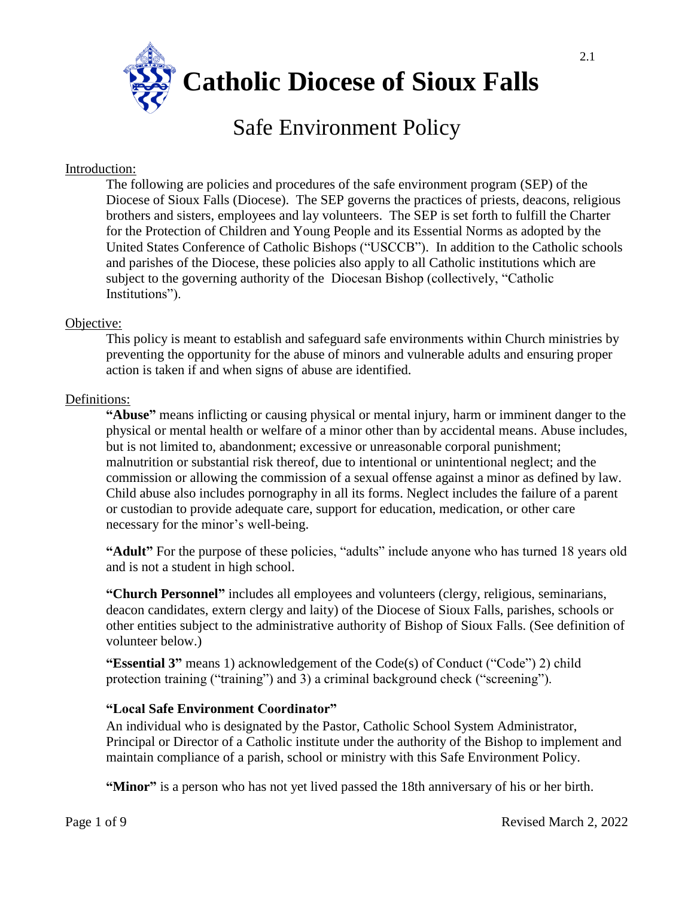# Catholic Diocese of Sioux Falls

## Safe Environment Policy

Introduction:

The following are policies and procedures of the safe environment program (SEP) of the Diocese of Sioux Falls (Diocese). The SEP governs the practices of priests, deacons, religious brothers and sisters, employees and lay volunteers. The SEP is set forth to fulfill the Charter for the Protection of Children and Young People and its Essential Norms as adopted by the United States Conference of Catholic Bishops ("USCCB"). In addition to the Catholic schools and parishes of the Diocese, these policies also apply to all Catholic institutions which are subject to the governing authority of the Diocesan Bishop (collectively, "Catholic Institutions").

Objective:

This policy is meant to establish and safeguard safe environments within Church ministries by preventing the opportunity for the abuse of minors and vulnerable adults and ensuring proper action is taken if and when signs of abuse are identified.

Definitions:

**"Abuse"** means inflicting or causing physical or mental injury, harm or imminent danger to the physical or mental health or welfare of a minor other than by accidental means. Abuse includes, but is not limited to, abandonment; excessive or unreasonable corporal punishment; malnutrition or substantial risk thereof, due to intentional or unintentional neglect; and the commission or allowing the commission of a sexual offense against a minor as defined by law. Child abuse also includes pornography in all its forms. Neglect includes the failure of a parent or custodian to provide adequate care, support for education, medication, or other care necessary for the minor's well-being.

**"Adult"** For the purpose of these policies, "adults" include anyone who has turned 18 years old and is not a student in high school.

**"Church Personnel"** includes all employees and volunteers (clergy, religious, seminarians, deacon candidates, extern clergy and laity) of the Diocese of Sioux Falls, parishes, schools or other entities subject to the administrative authority of Bishop of Sioux Falls. (See definition of volunteer below.)

**"Essential 3"** means 1) acknowledgement of the Code(s) of Conduct ("Code") 2) child protection training ("training") and 3) a criminal background check ("screening").

**"Local Safe Environment Coordinator"**

An individual who is designated by the Pastor, Catholic School System Administrator, Principal or Director of a Catholic institute under the authority of the Bishop to implement and maintain compliance of a parish, school or ministry with this Safe Environment Policy.

**"Minor"** is a person who has not yet lived passed the 18th anniversary of his or her birth.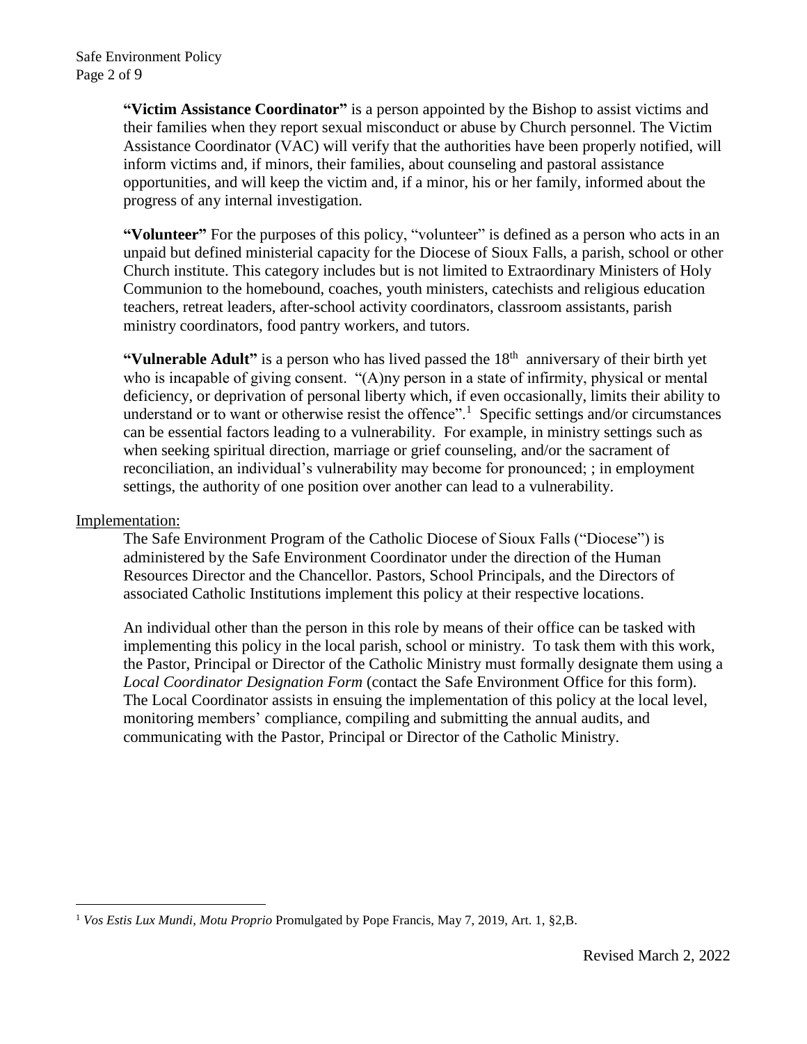**"Victim Assistance Coordinator"** is a person appointed by the Bishop to assist victims and their families when they report sexual misconduct or abuse by Church personnel. The Victim Assistance Coordinator (VAC) will verify that the authorities have been properly notified, will inform victims and, if minors, their families, about counseling and pastoral assistance opportunities, and will keep the victim and, if a minor, his or her family, informed about the progress of any internal investigation.

**"Volunteer"** For the purposes of this policy, "volunteer" is defined as a person who acts in an unpaid but defined ministerial capacity for the Diocese of Sioux Falls, a parish, school or other Church institute. This category includes but is not limited to Extraordinary Ministers of Holy Communion to the homebound, coaches, youth ministers, catechists and religious education teachers, retreat leaders, after-school activity coordinators, classroom assistants, parish ministry coordinators, food pantry workers, and tutors.

**"Vulnerable Adult"** is a person who has lived passed the 18th anniversary of their birth yet who is incapable of giving consent. "(A)ny person in a state of infirmity, physical or mental deficiency, or deprivation of personal liberty which, if even occasionally, limits their ability to understand or to want or otherwise resist the offence".[1] Specific settings and/or circumstances can be essential factors leading to a vulnerability. For example, in ministry settings such as when seeking spiritual direction, marriage or grief counseling, and/or the sacrament of reconciliation, an individual's vulnerability may become for pronounced; ; in employment settings, the authority of one position over another can lead to a vulnerability.

Implementation:

The Safe Environment Program of the Catholic Diocese of Sioux Falls ("Diocese") is administered by the Safe Environment Coordinator under the direction of the Human Resources Director and the Chancellor. Pastors, School Principals, and the Directors of associated Catholic Institutions implement this policy at their respective locations.

An individual other than the person in this role by means of their office can be tasked with implementing this policy in the local parish, school or ministry. To task them with this work, the Pastor, Principal or Director of the Catholic Ministry must formally designate them using a *Local Coordinator Designation Form* (contact the Safe Environment Office for this form). The Local Coordinator assists in ensuing the implementation of this policy at the local level, monitoring members' compliance, compiling and submitting the annual audits, and communicating with the Pastor, Principal or Director of the Catholic Ministry.

[1] *Vos Estis Lux Mundi*, *Motu Proprio* Promulgated by Pope Francis, May 7, 2019, Art. 1, §2,B.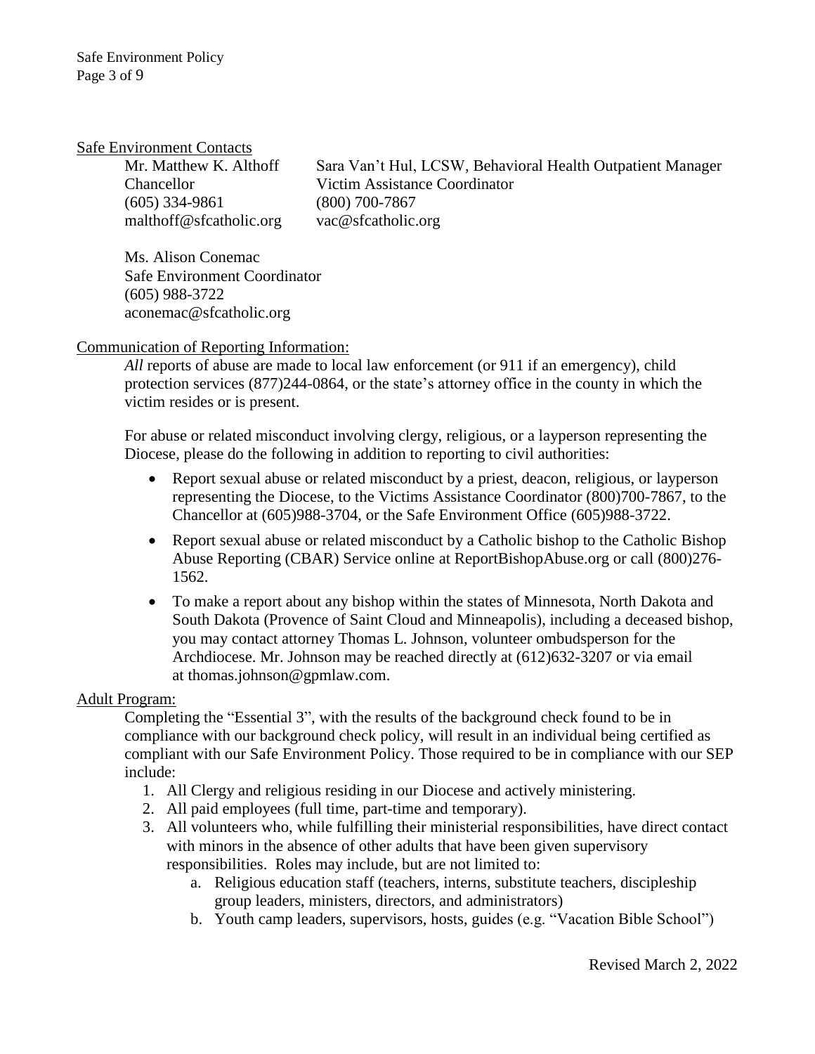## Safe Environment Contacts

Mr. Matthew K. Althoff
Chancellor
(605) 334-9861
malthoff@sfcatholic.org

Sara Van't Hul, LCSW, Behavioral Health Outpatient Manager
Victim Assistance Coordinator
(800) 700-7867
vac@sfcatholic.org

Ms. Alison Conemac
Safe Environment Coordinator
(605) 988-3722
aconemac@sfcatholic.org

## Communication of Reporting Information:

*All* reports of abuse are made to local law enforcement (or 911 if an emergency), child protection services (877)244-0864, or the state's attorney office in the county in which the victim resides or is present.

For abuse or related misconduct involving clergy, religious, or a layperson representing the Diocese, please do the following in addition to reporting to civil authorities:

- Report sexual abuse or related misconduct by a priest, deacon, religious, or layperson representing the Diocese, to the Victims Assistance Coordinator (800)700-7867, to the Chancellor at (605)988-3704, or the Safe Environment Office (605)988-3722.
- Report sexual abuse or related misconduct by a Catholic bishop to the Catholic Bishop Abuse Reporting (CBAR) Service online at ReportBishopAbuse.org or call (800)276-1562.
- To make a report about any bishop within the states of Minnesota, North Dakota and South Dakota (Provence of Saint Cloud and Minneapolis), including a deceased bishop, you may contact attorney Thomas L. Johnson, volunteer ombudsperson for the Archdiocese. Mr. Johnson may be reached directly at (612)632-3207 or via email at thomas.johnson@gpmlaw.com.

## Adult Program:

Completing the "Essential 3", with the results of the background check found to be in compliance with our background check policy, will result in an individual being certified as compliant with our Safe Environment Policy. Those required to be in compliance with our SEP include:

1. All Clergy and religious residing in our Diocese and actively ministering.
2. All paid employees (full time, part-time and temporary).
3. All volunteers who, while fulfilling their ministerial responsibilities, have direct contact with minors in the absence of other adults that have been given supervisory responsibilities. Roles may include, but are not limited to:
   a. Religious education staff (teachers, interns, substitute teachers, discipleship group leaders, ministers, directors, and administrators)
   b. Youth camp leaders, supervisors, hosts, guides (e.g. "Vacation Bible School")

Revised March 2, 2022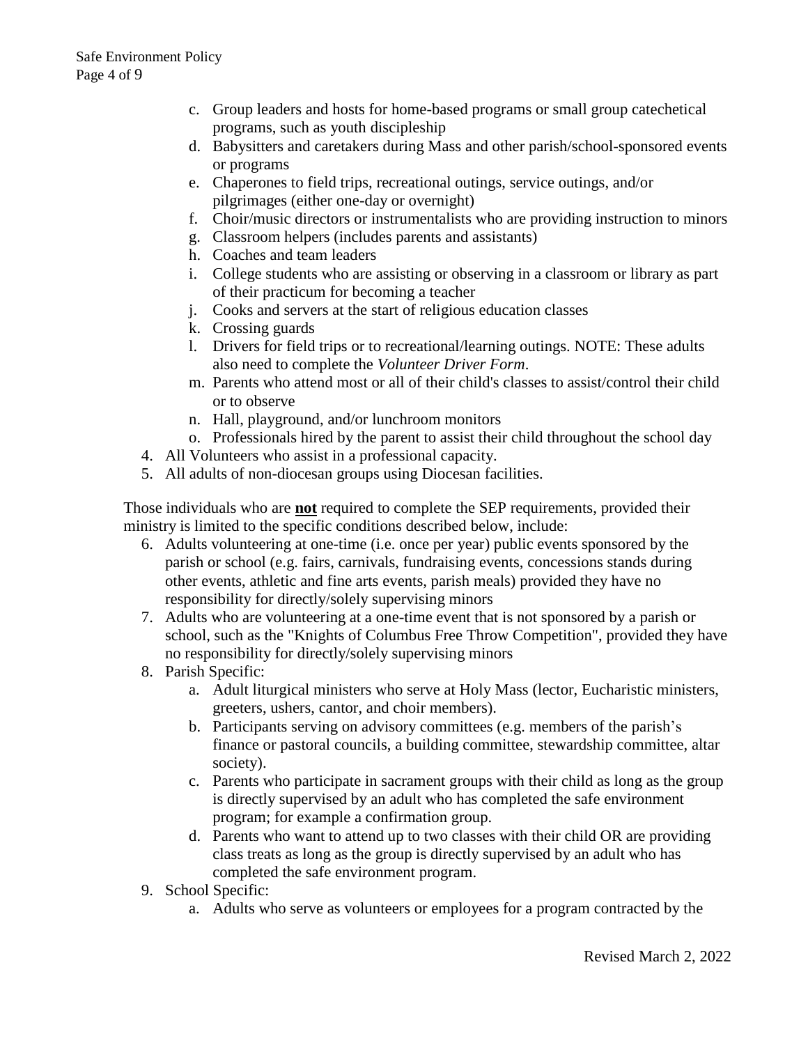c. Group leaders and hosts for home-based programs or small group catechetical programs, such as youth discipleship
   d. Babysitters and caretakers during Mass and other parish/school-sponsored events or programs
   e. Chaperones to field trips, recreational outings, service outings, and/or pilgrimages (either one-day or overnight)
   f. Choir/music directors or instrumentalists who are providing instruction to minors
   g. Classroom helpers (includes parents and assistants)
   h. Coaches and team leaders
   i. College students who are assisting or observing in a classroom or library as part of their practicum for becoming a teacher
   j. Cooks and servers at the start of religious education classes
   k. Crossing guards
   l. Drivers for field trips or to recreational/learning outings. NOTE: These adults also need to complete the *Volunteer Driver Form*.
   m. Parents who attend most or all of their child's classes to assist/control their child or to observe
   n. Hall, playground, and/or lunchroom monitors
   o. Professionals hired by the parent to assist their child throughout the school day
4. All Volunteers who assist in a professional capacity.
5. All adults of non-diocesan groups using Diocesan facilities.

Those individuals who are **not** required to complete the SEP requirements, provided their ministry is limited to the specific conditions described below, include:

6. Adults volunteering at one-time (i.e. once per year) public events sponsored by the parish or school (e.g. fairs, carnivals, fundraising events, concessions stands during other events, athletic and fine arts events, parish meals) provided they have no responsibility for directly/solely supervising minors
7. Adults who are volunteering at a one-time event that is not sponsored by a parish or school, such as the "Knights of Columbus Free Throw Competition", provided they have no responsibility for directly/solely supervising minors
8. Parish Specific:
   a. Adult liturgical ministers who serve at Holy Mass (lector, Eucharistic ministers, greeters, ushers, cantor, and choir members).
   b. Participants serving on advisory committees (e.g. members of the parish's finance or pastoral councils, a building committee, stewardship committee, altar society).
   c. Parents who participate in sacrament groups with their child as long as the group is directly supervised by an adult who has completed the safe environment program; for example a confirmation group.
   d. Parents who want to attend up to two classes with their child OR are providing class treats as long as the group is directly supervised by an adult who has completed the safe environment program.
9. School Specific:
   a. Adults who serve as volunteers or employees for a program contracted by the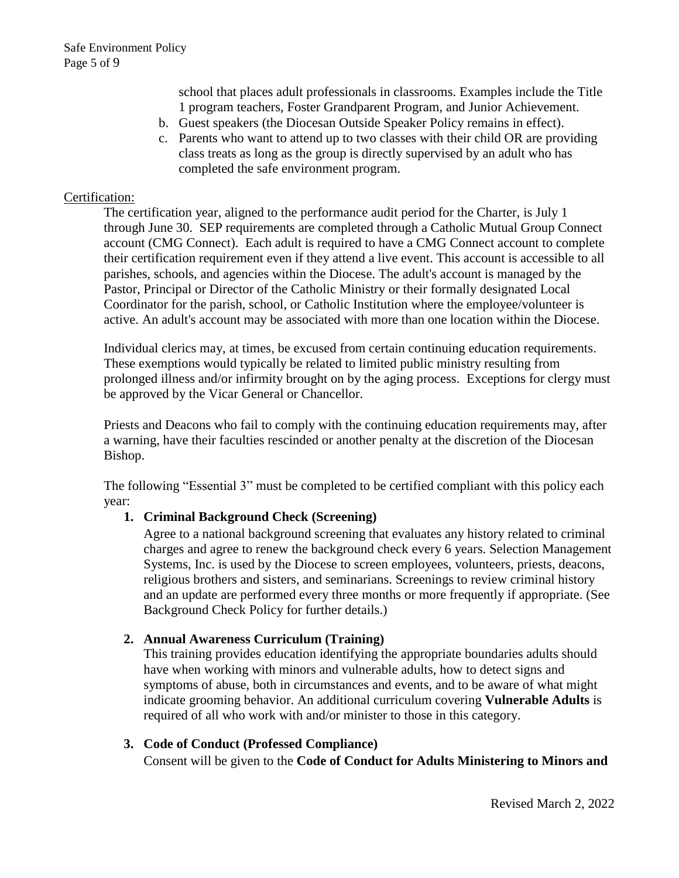school that places adult professionals in classrooms. Examples include the Title 1 program teachers, Foster Grandparent Program, and Junior Achievement.

b. Guest speakers (the Diocesan Outside Speaker Policy remains in effect).
c. Parents who want to attend up to two classes with their child OR are providing class treats as long as the group is directly supervised by an adult who has completed the safe environment program.

Certification:

The certification year, aligned to the performance audit period for the Charter, is July 1 through June 30. SEP requirements are completed through a Catholic Mutual Group Connect account (CMG Connect). Each adult is required to have a CMG Connect account to complete their certification requirement even if they attend a live event. This account is accessible to all parishes, schools, and agencies within the Diocese. The adult's account is managed by the Pastor, Principal or Director of the Catholic Ministry or their formally designated Local Coordinator for the parish, school, or Catholic Institution where the employee/volunteer is active. An adult's account may be associated with more than one location within the Diocese.

Individual clerics may, at times, be excused from certain continuing education requirements. These exemptions would typically be related to limited public ministry resulting from prolonged illness and/or infirmity brought on by the aging process. Exceptions for clergy must be approved by the Vicar General or Chancellor.

Priests and Deacons who fail to comply with the continuing education requirements may, after a warning, have their faculties rescinded or another penalty at the discretion of the Diocesan Bishop.

The following "Essential 3" must be completed to be certified compliant with this policy each year:

1. **Criminal Background Check (Screening)**

   Agree to a national background screening that evaluates any history related to criminal charges and agree to renew the background check every 6 years. Selection Management Systems, Inc. is used by the Diocese to screen employees, volunteers, priests, deacons, religious brothers and sisters, and seminarians. Screenings to review criminal history and an update are performed every three months or more frequently if appropriate. (See Background Check Policy for further details.)

2. **Annual Awareness Curriculum (Training)**

   This training provides education identifying the appropriate boundaries adults should have when working with minors and vulnerable adults, how to detect signs and symptoms of abuse, both in circumstances and events, and to be aware of what might indicate grooming behavior. An additional curriculum covering **Vulnerable Adults** is required of all who work with and/or minister to those in this category.

3. **Code of Conduct (Professed Compliance)**

   Consent will be given to the **Code of Conduct for Adults Ministering to Minors and**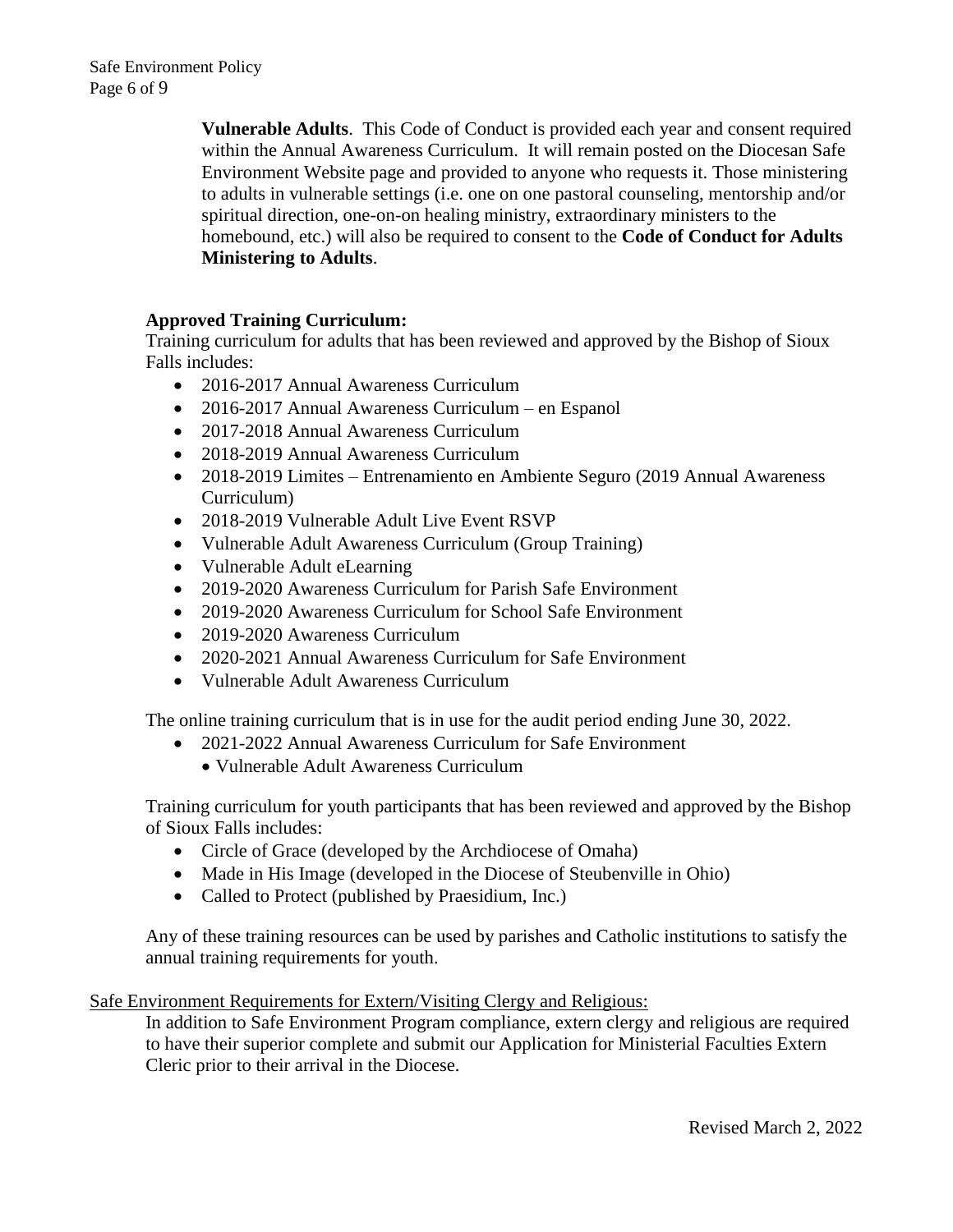**Vulnerable Adults**. This Code of Conduct is provided each year and consent required within the Annual Awareness Curriculum. It will remain posted on the Diocesan Safe Environment Website page and provided to anyone who requests it. Those ministering to adults in vulnerable settings (i.e. one on one pastoral counseling, mentorship and/or spiritual direction, one-on-on healing ministry, extraordinary ministers to the homebound, etc.) will also be required to consent to the **Code of Conduct for Adults Ministering to Adults**.

**Approved Training Curriculum:**

Training curriculum for adults that has been reviewed and approved by the Bishop of Sioux Falls includes:

- 2016-2017 Annual Awareness Curriculum
- 2016-2017 Annual Awareness Curriculum – en Espanol
- 2017-2018 Annual Awareness Curriculum
- 2018-2019 Annual Awareness Curriculum
- 2018-2019 Limites – Entrenamiento en Ambiente Seguro (2019 Annual Awareness Curriculum)
- 2018-2019 Vulnerable Adult Live Event RSVP
- Vulnerable Adult Awareness Curriculum (Group Training)
- Vulnerable Adult eLearning
- 2019-2020 Awareness Curriculum for Parish Safe Environment
- 2019-2020 Awareness Curriculum for School Safe Environment
- 2019-2020 Awareness Curriculum
- 2020-2021 Annual Awareness Curriculum for Safe Environment
- Vulnerable Adult Awareness Curriculum

The online training curriculum that is in use for the audit period ending June 30, 2022.

- 2021-2022 Annual Awareness Curriculum for Safe Environment
  - Vulnerable Adult Awareness Curriculum

Training curriculum for youth participants that has been reviewed and approved by the Bishop of Sioux Falls includes:

- Circle of Grace (developed by the Archdiocese of Omaha)
- Made in His Image (developed in the Diocese of Steubenville in Ohio)
- Called to Protect (published by Praesidium, Inc.)

Any of these training resources can be used by parishes and Catholic institutions to satisfy the annual training requirements for youth.

<u>Safe Environment Requirements for Extern/Visiting Clergy and Religious:</u>

In addition to Safe Environment Program compliance, extern clergy and religious are required to have their superior complete and submit our Application for Ministerial Faculties Extern Cleric prior to their arrival in the Diocese.

Revised March 2, 2022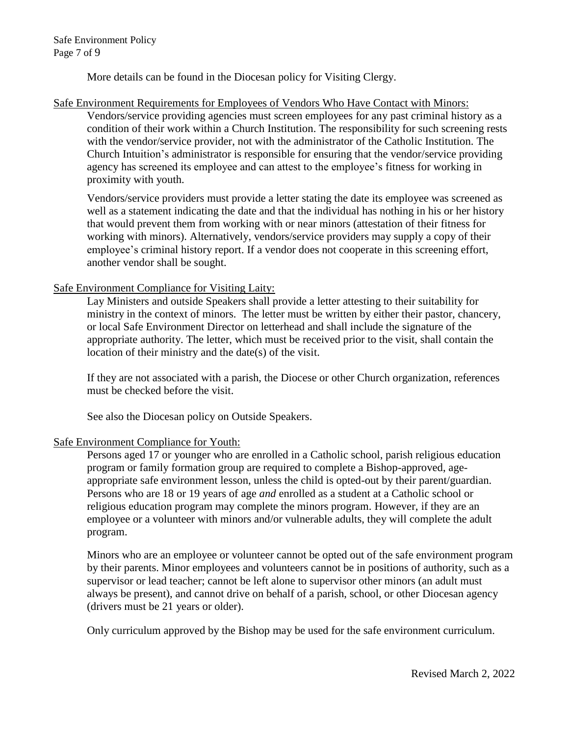More details can be found in the Diocesan policy for Visiting Clergy.

Safe Environment Requirements for Employees of Vendors Who Have Contact with Minors:

Vendors/service providing agencies must screen employees for any past criminal history as a condition of their work within a Church Institution. The responsibility for such screening rests with the vendor/service provider, not with the administrator of the Catholic Institution. The Church Intuition's administrator is responsible for ensuring that the vendor/service providing agency has screened its employee and can attest to the employee's fitness for working in proximity with youth.

Vendors/service providers must provide a letter stating the date its employee was screened as well as a statement indicating the date and that the individual has nothing in his or her history that would prevent them from working with or near minors (attestation of their fitness for working with minors). Alternatively, vendors/service providers may supply a copy of their employee's criminal history report. If a vendor does not cooperate in this screening effort, another vendor shall be sought.

Safe Environment Compliance for Visiting Laity:

Lay Ministers and outside Speakers shall provide a letter attesting to their suitability for ministry in the context of minors. The letter must be written by either their pastor, chancery, or local Safe Environment Director on letterhead and shall include the signature of the appropriate authority. The letter, which must be received prior to the visit, shall contain the location of their ministry and the date(s) of the visit.

If they are not associated with a parish, the Diocese or other Church organization, references must be checked before the visit.

See also the Diocesan policy on Outside Speakers.

Safe Environment Compliance for Youth:

Persons aged 17 or younger who are enrolled in a Catholic school, parish religious education program or family formation group are required to complete a Bishop-approved, age-appropriate safe environment lesson, unless the child is opted-out by their parent/guardian. Persons who are 18 or 19 years of age *and* enrolled as a student at a Catholic school or religious education program may complete the minors program. However, if they are an employee or a volunteer with minors and/or vulnerable adults, they will complete the adult program.

Minors who are an employee or volunteer cannot be opted out of the safe environment program by their parents. Minor employees and volunteers cannot be in positions of authority, such as a supervisor or lead teacher; cannot be left alone to supervisor other minors (an adult must always be present), and cannot drive on behalf of a parish, school, or other Diocesan agency (drivers must be 21 years or older).

Only curriculum approved by the Bishop may be used for the safe environment curriculum.

Revised March 2, 2022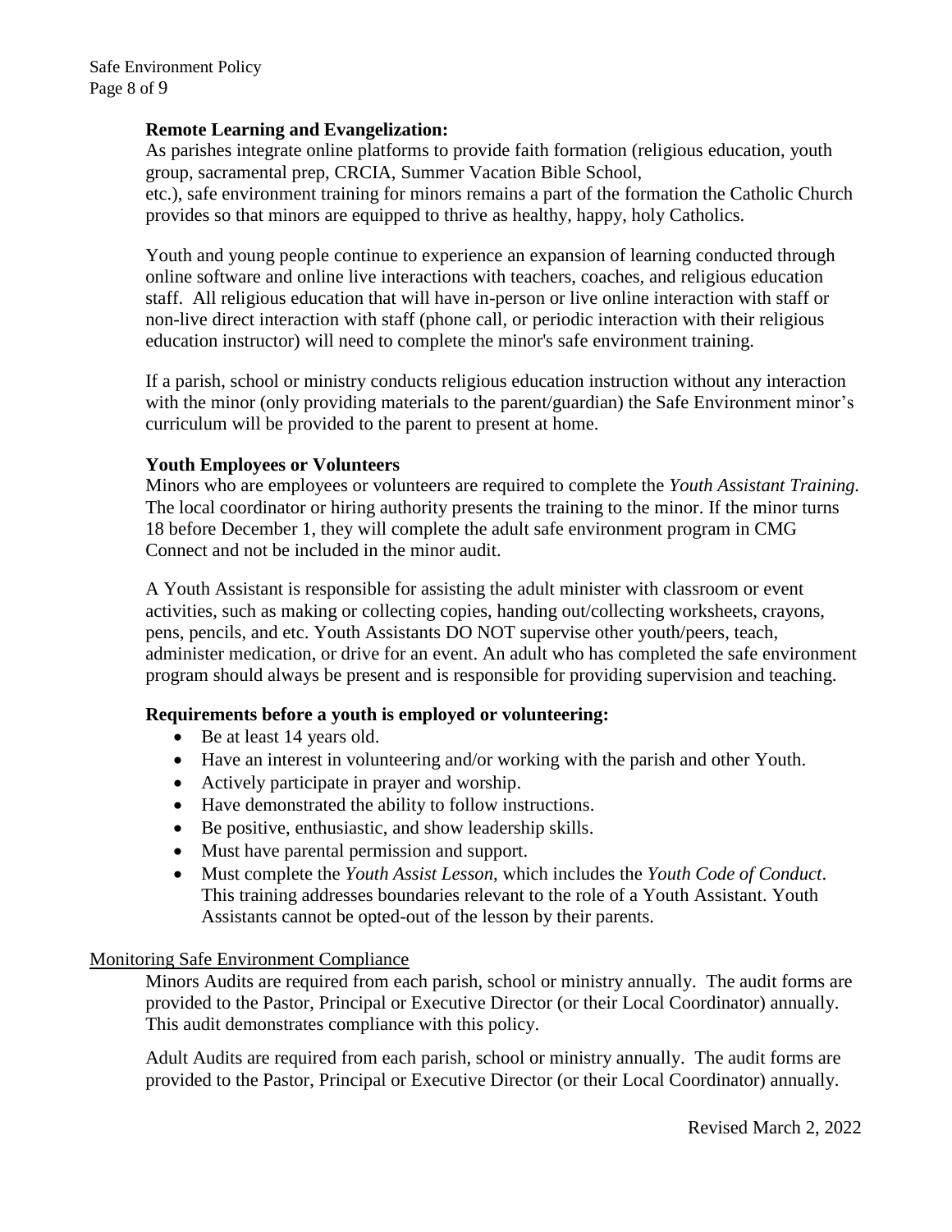**Remote Learning and Evangelization:**

As parishes integrate online platforms to provide faith formation (religious education, youth group, sacramental prep, CRCIA, Summer Vacation Bible School, etc.), safe environment training for minors remains a part of the formation the Catholic Church provides so that minors are equipped to thrive as healthy, happy, holy Catholics.

Youth and young people continue to experience an expansion of learning conducted through online software and online live interactions with teachers, coaches, and religious education staff. All religious education that will have in-person or live online interaction with staff or non-live direct interaction with staff (phone call, or periodic interaction with their religious education instructor) will need to complete the minor's safe environment training.

If a parish, school or ministry conducts religious education instruction without any interaction with the minor (only providing materials to the parent/guardian) the Safe Environment minor's curriculum will be provided to the parent to present at home.

**Youth Employees or Volunteers**

Minors who are employees or volunteers are required to complete the *Youth Assistant Training.* The local coordinator or hiring authority presents the training to the minor. If the minor turns 18 before December 1, they will complete the adult safe environment program in CMG Connect and not be included in the minor audit.

A Youth Assistant is responsible for assisting the adult minister with classroom or event activities, such as making or collecting copies, handing out/collecting worksheets, crayons, pens, pencils, and etc. Youth Assistants DO NOT supervise other youth/peers, teach, administer medication, or drive for an event. An adult who has completed the safe environment program should always be present and is responsible for providing supervision and teaching.

**Requirements before a youth is employed or volunteering:**

- Be at least 14 years old.
- Have an interest in volunteering and/or working with the parish and other Youth.
- Actively participate in prayer and worship.
- Have demonstrated the ability to follow instructions.
- Be positive, enthusiastic, and show leadership skills.
- Must have parental permission and support.
- Must complete the *Youth Assist Lesson*, which includes the *Youth Code of Conduct*. This training addresses boundaries relevant to the role of a Youth Assistant. Youth Assistants cannot be opted-out of the lesson by their parents.

Monitoring Safe Environment Compliance

Minors Audits are required from each parish, school or ministry annually. The audit forms are provided to the Pastor, Principal or Executive Director (or their Local Coordinator) annually. This audit demonstrates compliance with this policy.

Adult Audits are required from each parish, school or ministry annually. The audit forms are provided to the Pastor, Principal or Executive Director (or their Local Coordinator) annually.

Revised March 2, 2022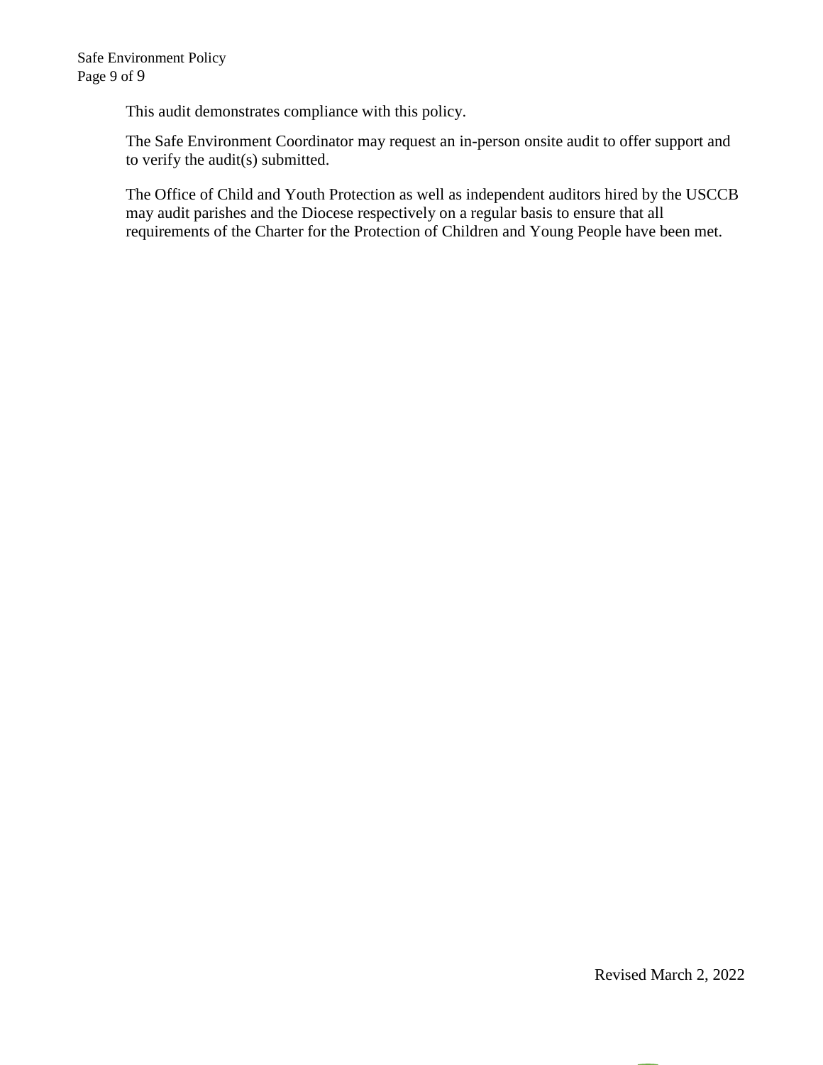This audit demonstrates compliance with this policy.

The Safe Environment Coordinator may request an in-person onsite audit to offer support and to verify the audit(s) submitted.

The Office of Child and Youth Protection as well as independent auditors hired by the USCCB may audit parishes and the Diocese respectively on a regular basis to ensure that all requirements of the Charter for the Protection of Children and Young People have been met.

Revised March 2, 2022